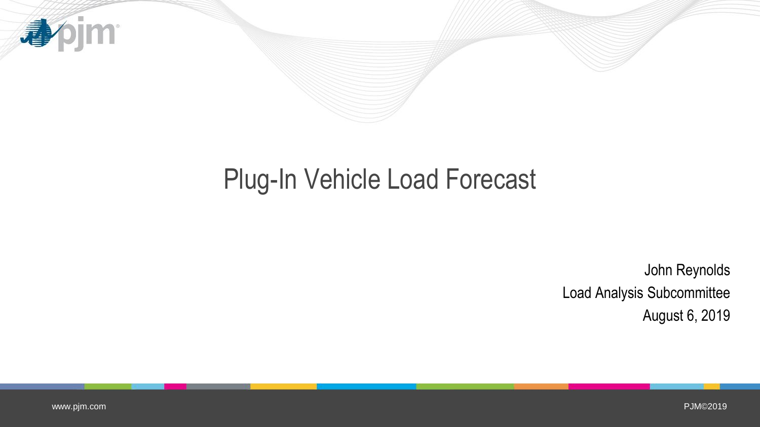# Plug-In Vehicle Load Forecast

John Reynolds
Load Analysis Subcommittee
August 6, 2019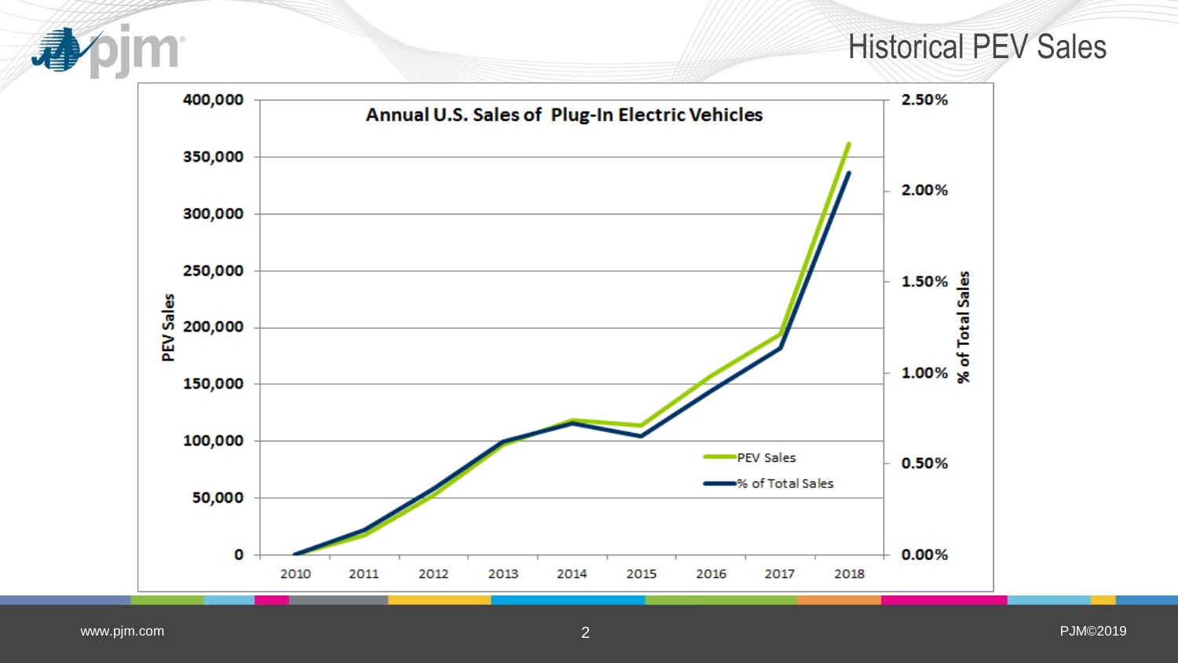# Historical PEV Sales

**Annual U.S. Sales of Plug-In Electric Vehicles**

PEV Sales (left axis): 0 to 400,000; % of Total Sales (right axis): 0.00% to 2.50%

Years: 2010, 2011, 2012, 2013, 2014, 2015, 2016, 2017, 2018

Legend: PEV Sales; % of Total Sales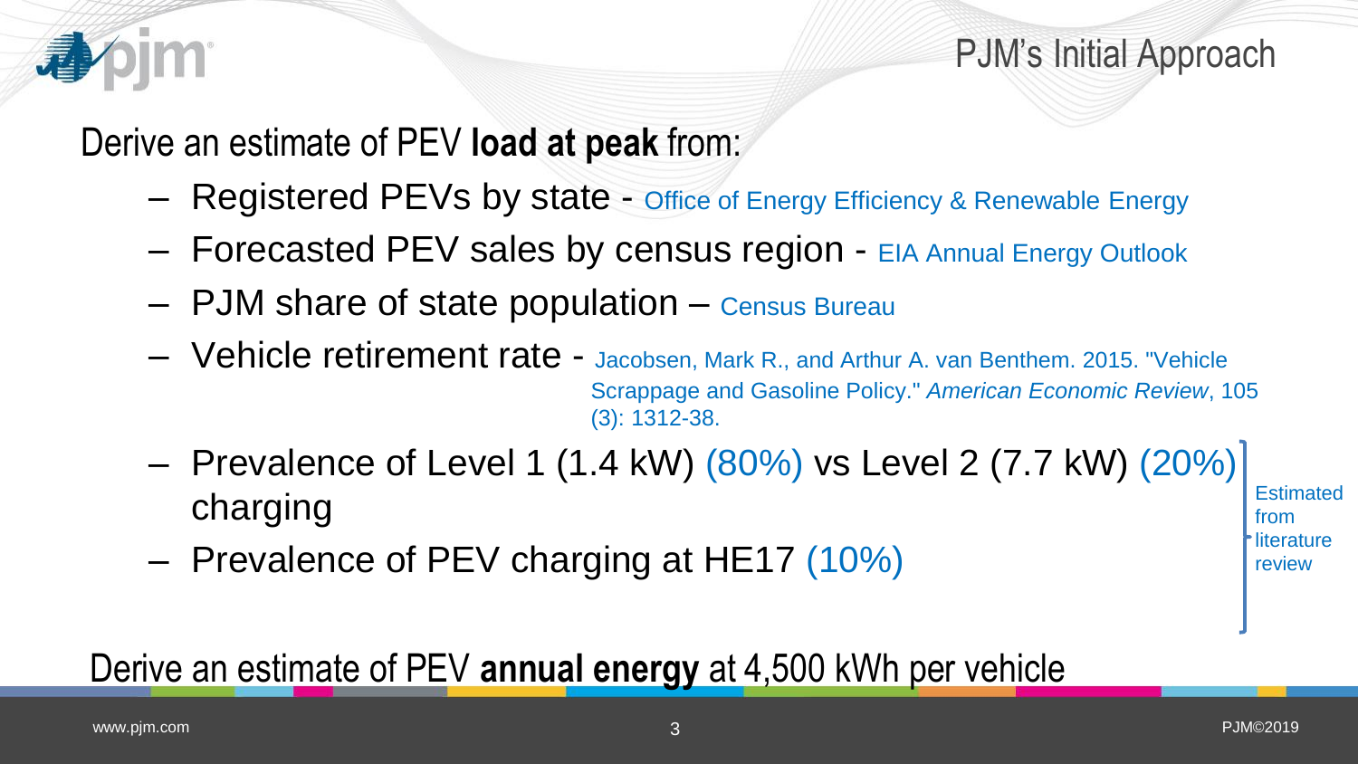# PJM's Initial Approach

Derive an estimate of PEV **load at peak** from:

- Registered PEVs by state - Office of Energy Efficiency & Renewable Energy
- Forecasted PEV sales by census region - EIA Annual Energy Outlook
- PJM share of state population – Census Bureau
- Vehicle retirement rate - Jacobsen, Mark R., and Arthur A. van Benthem. 2015. "Vehicle Scrappage and Gasoline Policy." *American Economic Review*, 105 (3): 1312-38.
- Prevalence of Level 1 (1.4 kW) (80%) vs Level 2 (7.7 kW) (20%) charging
- Prevalence of PEV charging at HE17 (10%)

Estimated from literature review

Derive an estimate of PEV **annual energy** at 4,500 kWh per vehicle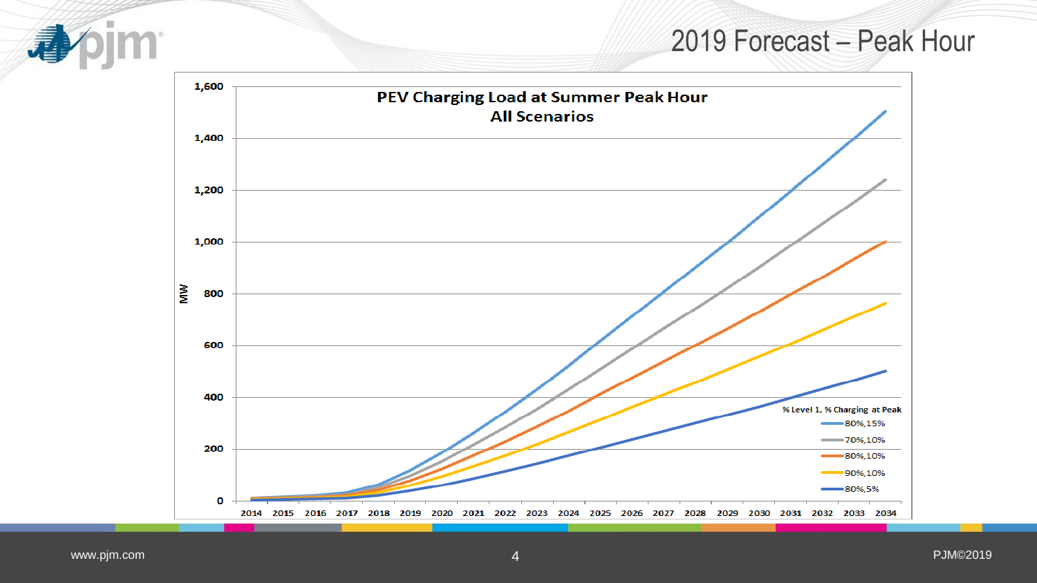# 2019 Forecast – Peak Hour

**PEV Charging Load at Summer Peak Hour**
**All Scenarios**

MW: 0, 200, 400, 600, 800, 1,000, 1,200, 1,400, 1,600

Years: 2014, 2015, 2016, 2017, 2018, 2019, 2020, 2021, 2022, 2023, 2024, 2025, 2026, 2027, 2028, 2029, 2030, 2031, 2032, 2033, 2034

% Level 1, % Charging at Peak
- 80%,15%
- 70%,10%
- 80%,10%
- 90%,10%
- 80%,5%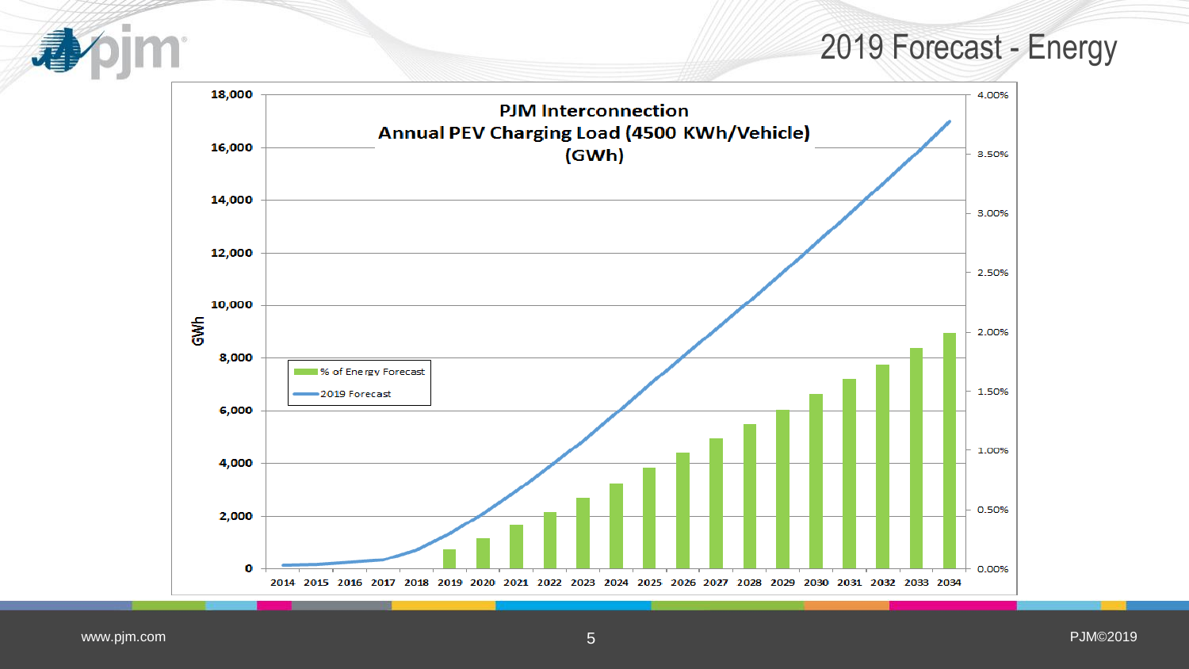# 2019 Forecast - Energy

**PJM Interconnection**
**Annual PEV Charging Load (4500 KWh/Vehicle)**
**(GWh)**

GWh

18,000
16,000
14,000
12,000
10,000
8,000
6,000
4,000
2,000
0

4.00%
3.50%
3.00%
2.50%
2.00%
1.50%
1.00%
0.50%
0.00%

2014 2015 2016 2017 2018 2019 2020 2021 2022 2023 2024 2025 2026 2027 2028 2029 2030 2031 2032 2033 2034

% of Energy Forecast
2019 Forecast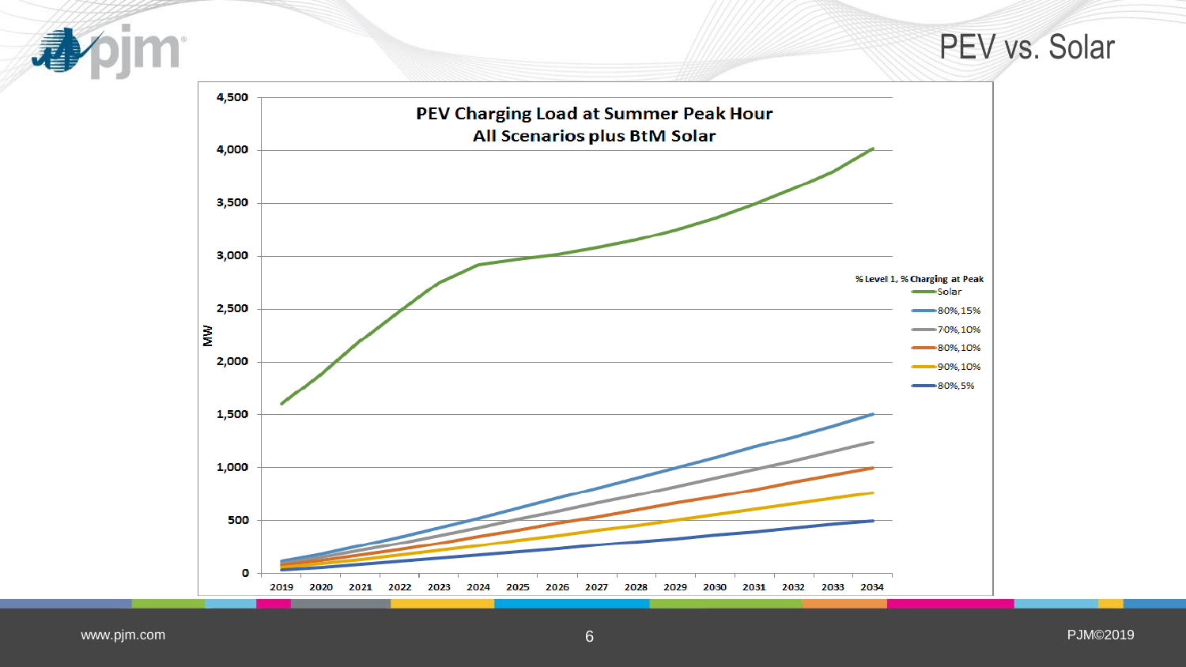# PEV vs. Solar

**PEV Charging Load at Summer Peak Hour**
**All Scenarios plus BtM Solar**

MW: 0, 500, 1,000, 1,500, 2,000, 2,500, 3,000, 3,500, 4,000, 4,500

Years: 2019, 2020, 2021, 2022, 2023, 2024, 2025, 2026, 2027, 2028, 2029, 2030, 2031, 2032, 2033, 2034

% Level 1, % Charging at Peak
- Solar
- 80%,15%
- 70%,10%
- 80%,10%
- 90%,10%
- 80%,5%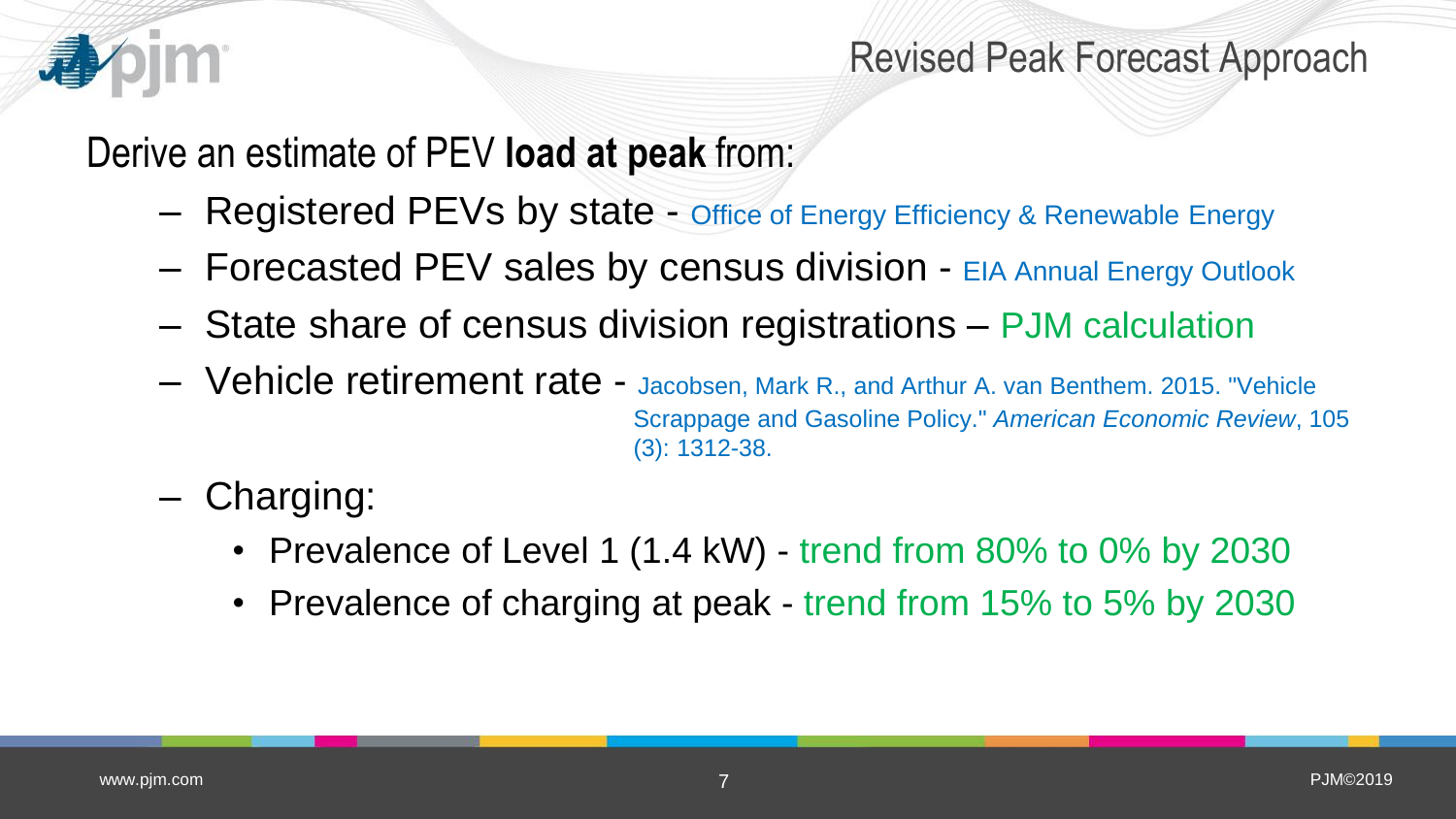# Revised Peak Forecast Approach

Derive an estimate of PEV **load at peak** from:

- Registered PEVs by state - Office of Energy Efficiency & Renewable Energy
- Forecasted PEV sales by census division - EIA Annual Energy Outlook
- State share of census division registrations – PJM calculation
- Vehicle retirement rate - Jacobsen, Mark R., and Arthur A. van Benthem. 2015. "Vehicle Scrappage and Gasoline Policy." *American Economic Review*, 105 (3): 1312-38.
- Charging:
  - Prevalence of Level 1 (1.4 kW) - trend from 80% to 0% by 2030
  - Prevalence of charging at peak - trend from 15% to 5% by 2030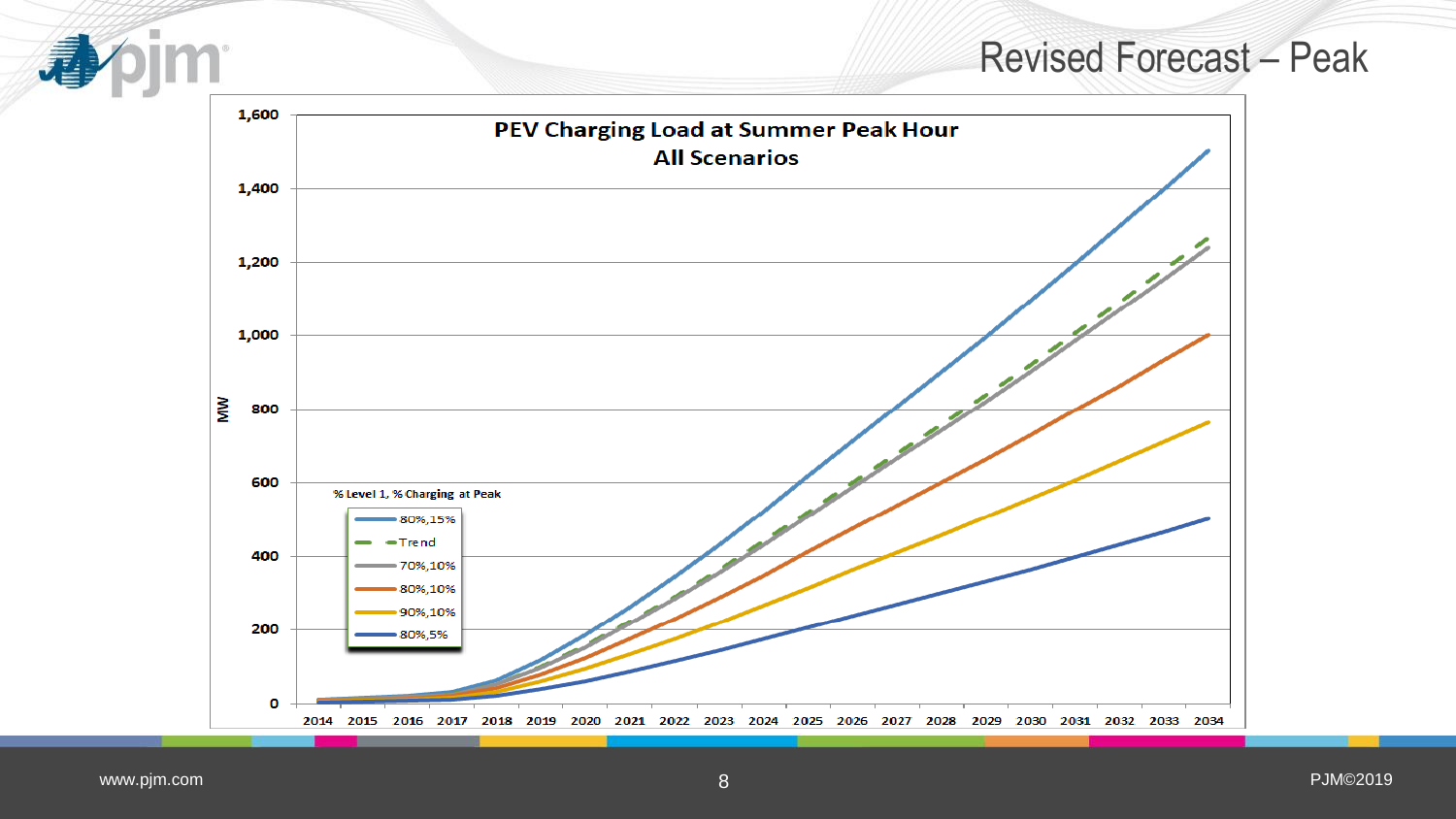# Revised Forecast – Peak

**PEV Charging Load at Summer Peak Hour**
**All Scenarios**

MW

% Level 1, % Charging at Peak

- 80%,15%
- Trend
- 70%,10%
- 80%,10%
- 90%,10%
- 80%,5%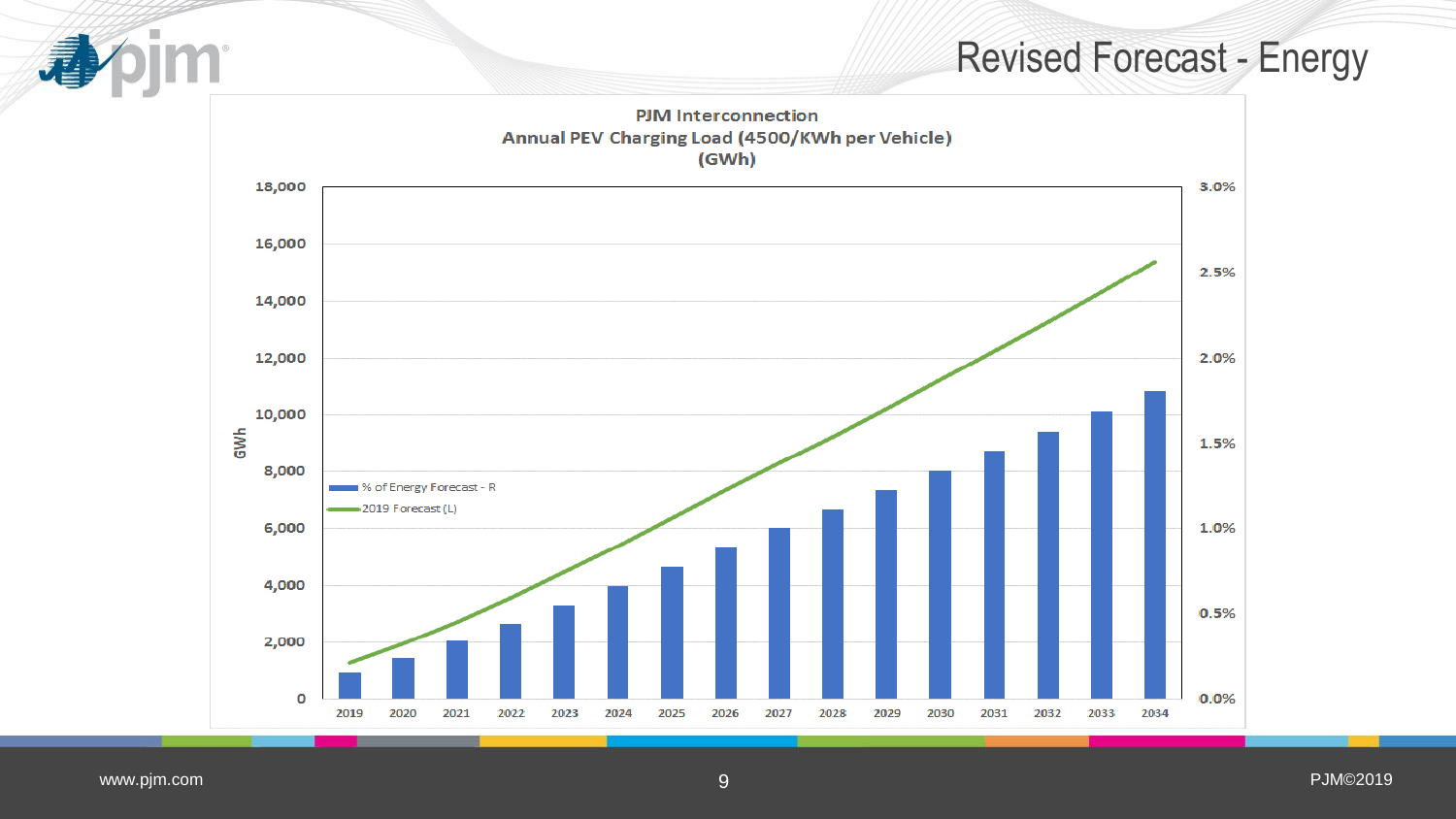# Revised Forecast - Energy

**PJM Interconnection**
**Annual PEV Charging Load (4500/KWh per Vehicle)**
**(GWh)**

Left axis: GWh (0 – 18,000)
Right axis: 0.0% – 3.0%

Legend:
- % of Energy Forecast - R
- 2019 Forecast (L)

Years: 2019, 2020, 2021, 2022, 2023, 2024, 2025, 2026, 2027, 2028, 2029, 2030, 2031, 2032, 2033, 2034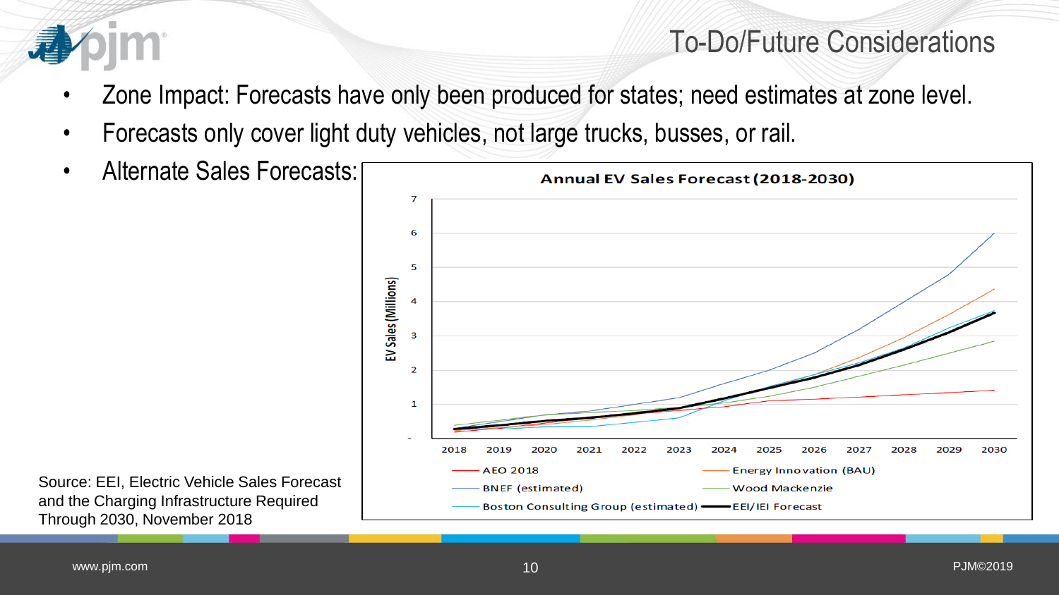# To-Do/Future Considerations

- Zone Impact: Forecasts have only been produced for states; need estimates at zone level.
- Forecasts only cover light duty vehicles, not large trucks, busses, or rail.
- Alternate Sales Forecasts:

**Annual EV Sales Forecast (2018-2030)**

EV Sales (Millions)

7
6
5
4
3
2
1
-

2018 2019 2020 2021 2022 2023 2024 2025 2026 2027 2028 2029 2030

AEO 2018
BNEF (estimated)
Boston Consulting Group (estimated)
Energy Innovation (BAU)
Wood Mackenzie
EEI/IEI Forecast

Source: EEI, Electric Vehicle Sales Forecast and the Charging Infrastructure Required Through 2030, November 2018